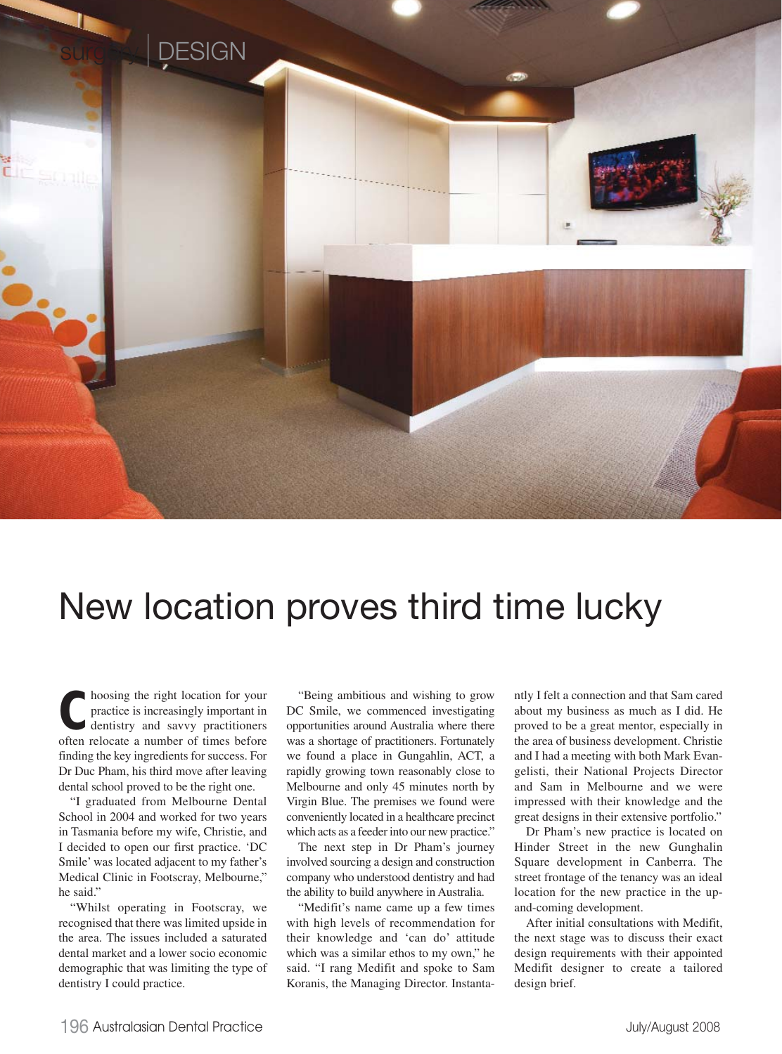# New location proves third time lucky

Choosing the right location for your practice is increasingly important in dentistry and savvy practitioners often relocate a number of times before finding the key ingredients for success. For Dr Duc Pham, his third move after leaving dental school proved to be the right one.

"I graduated from Melbourne Dental School in 2004 and worked for two years in Tasmania before my wife, Christie, and I decided to open our first practice. 'DC Smile' was located adjacent to my father's Medical Clinic in Footscray, Melbourne," he said."

"Whilst operating in Footscray, we recognised that there was limited upside in the area. The issues included a saturated dental market and a lower socio economic demographic that was limiting the type of dentistry I could practice.

"Being ambitious and wishing to grow DC Smile, we commenced investigating opportunities around Australia where there was a shortage of practitioners. Fortunately we found a place in Gungahlin, ACT, a rapidly growing town reasonably close to Melbourne and only 45 minutes north by Virgin Blue. The premises we found were conveniently located in a healthcare precinct which acts as a feeder into our new practice."

The next step in Dr Pham's journey involved sourcing a design and construction company who understood dentistry and had the ability to build anywhere in Australia.

"Medifit's name came up a few times with high levels of recommendation for their knowledge and 'can do' attitude which was a similar ethos to my own," he said. "I rang Medifit and spoke to Sam Koranis, the Managing Director. Instantantly I felt a connection and that Sam cared about my business as much as I did. He proved to be a great mentor, especially in the area of business development. Christie and I had a meeting with both Mark Evangelisti, their National Projects Director and Sam in Melbourne and we were impressed with their knowledge and the great designs in their extensive portfolio."

Dr Pham's new practice is located on Hinder Street in the new Gunghalin Square development in Canberra. The street frontage of the tenancy was an ideal location for the new practice in the up-and-coming development.

After initial consultations with Medifit, the next stage was to discuss their exact design requirements with their appointed Medifit designer to create a tailored design brief.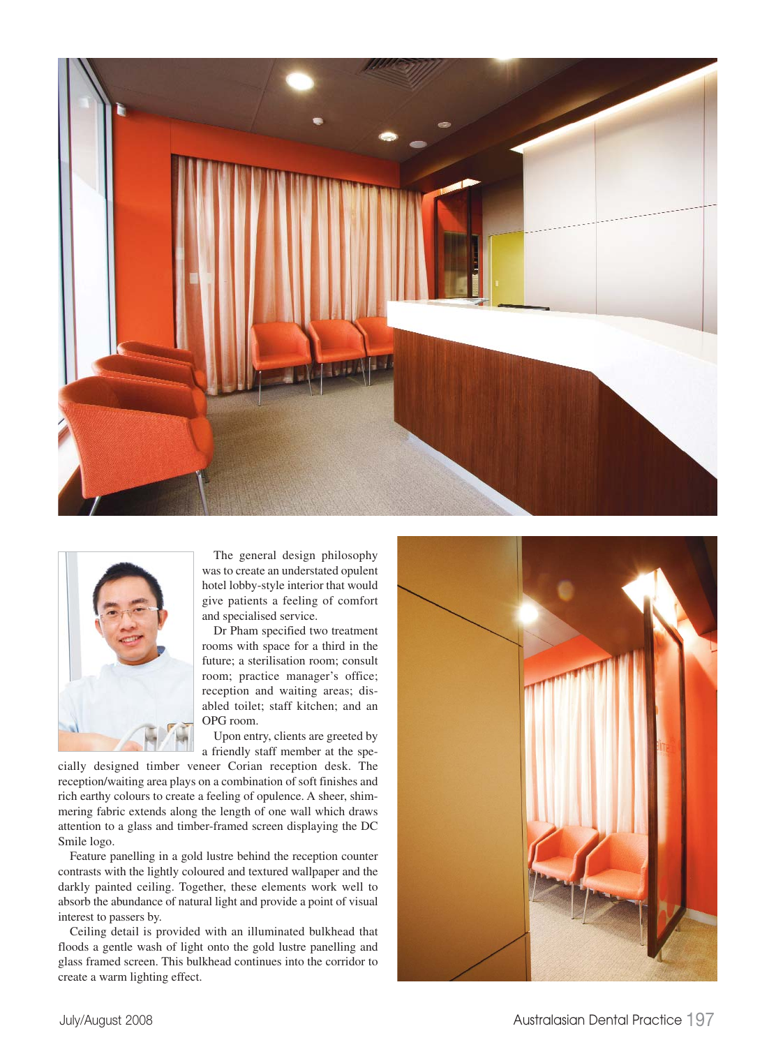The general design philosophy was to create an understated opulent hotel lobby-style interior that would give patients a feeling of comfort and specialised service.

Dr Pham specified two treatment rooms with space for a third in the future; a sterilisation room; consult room; practice manager's office; reception and waiting areas; disabled toilet; staff kitchen; and an OPG room.

Upon entry, clients are greeted by a friendly staff member at the specially designed timber veneer Corian reception desk. The reception/waiting area plays on a combination of soft finishes and rich earthy colours to create a feeling of opulence. A sheer, shimmering fabric extends along the length of one wall which draws attention to a glass and timber-framed screen displaying the DC Smile logo.

Feature panelling in a gold lustre behind the reception counter contrasts with the lightly coloured and textured wallpaper and the darkly painted ceiling. Together, these elements work well to absorb the abundance of natural light and provide a point of visual interest to passers by.

Ceiling detail is provided with an illuminated bulkhead that floods a gentle wash of light onto the gold lustre panelling and glass framed screen. This bulkhead continues into the corridor to create a warm lighting effect.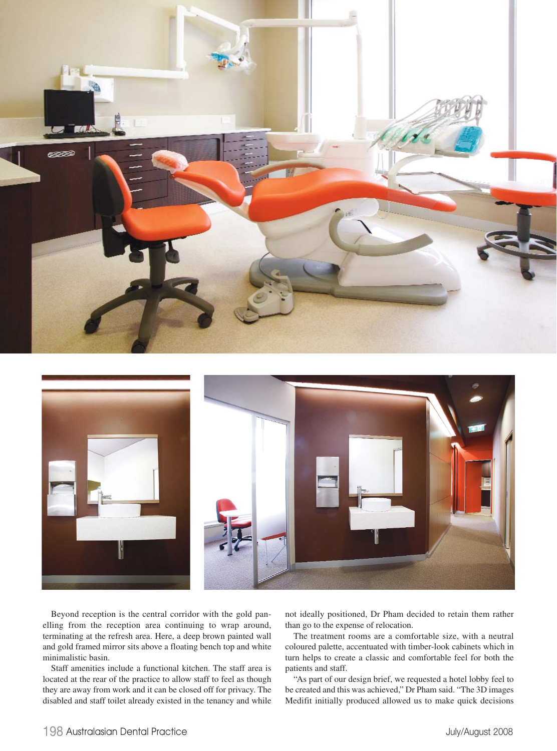Beyond reception is the central corridor with the gold panelling from the reception area continuing to wrap around, terminating at the refresh area. Here, a deep brown painted wall and gold framed mirror sits above a floating bench top and white minimalistic basin.

Staff amenities include a functional kitchen. The staff area is located at the rear of the practice to allow staff to feel as though they are away from work and it can be closed off for privacy. The disabled and staff toilet already existed in the tenancy and while not ideally positioned, Dr Pham decided to retain them rather than go to the expense of relocation.

The treatment rooms are a comfortable size, with a neutral coloured palette, accentuated with timber-look cabinets which in turn helps to create a classic and comfortable feel for both the patients and staff.

"As part of our design brief, we requested a hotel lobby feel to be created and this was achieved," Dr Pham said. "The 3D images Medifit initially produced allowed us to make quick decisions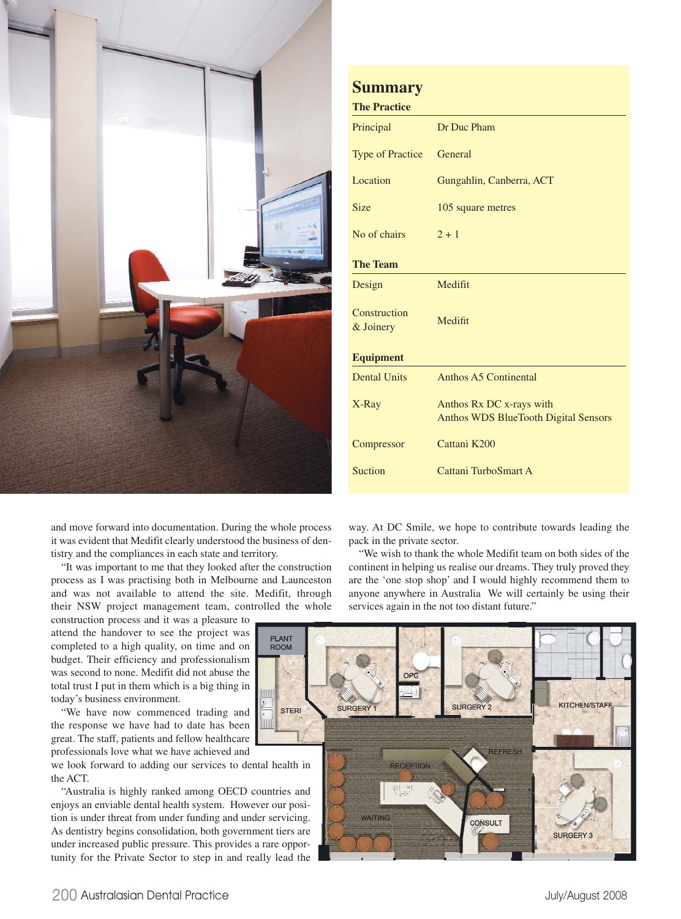## Summary

| | |
|---|---|
| **The Practice** | |
| Principal | Dr Duc Pham |
| Type of Practice | General |
| Location | Gungahlin, Canberra, ACT |
| Size | 105 square metres |
| No of chairs | 2 + 1 |
| **The Team** | |
| Design | Medifit |
| Construction & Joinery | Medifit |
| **Equipment** | |
| Dental Units | Anthos A5 Continental |
| X-Ray | Anthos Rx DC x-rays with Anthos WDS BlueTooth Digital Sensors |
| Compressor | Cattani K200 |
| Suction | Cattani TurboSmart A |

and move forward into documentation. During the whole process it was evident that Medifit clearly understood the business of dentistry and the compliances in each state and territory.

"It was important to me that they looked after the construction process as I was practising both in Melbourne and Launceston and was not available to attend the site. Medifit, through their NSW project management team, controlled the whole construction process and it was a pleasure to attend the handover to see the project was completed to a high quality, on time and on budget. Their efficiency and professionalism was second to none. Medifit did not abuse the total trust I put in them which is a big thing in today's business environment.

"We have now commenced trading and the response we have had to date has been great. The staff, patients and fellow healthcare professionals love what we have achieved and we look forward to adding our services to dental health in the ACT.

"Australia is highly ranked among OECD countries and enjoys an enviable dental health system. However our position is under threat from under funding and under servicing. As dentistry begins consolidation, both government tiers are under increased public pressure. This provides a rare opportunity for the Private Sector to step in and really lead the way. At DC Smile, we hope to contribute towards leading the pack in the private sector.

"We wish to thank the whole Medifit team on both sides of the continent in helping us realise our dreams. They truly proved they are the 'one stop shop' and I would highly recommend them to anyone anywhere in Australia We will certainly be using their services again in the not too distant future."

PLANT ROOM
STERI
SURGERY 1
OPG
SURGERY 2
KITCHEN/STAFF
REFRESH
RECEPTION
WAITING
CONSULT
SURGERY 3